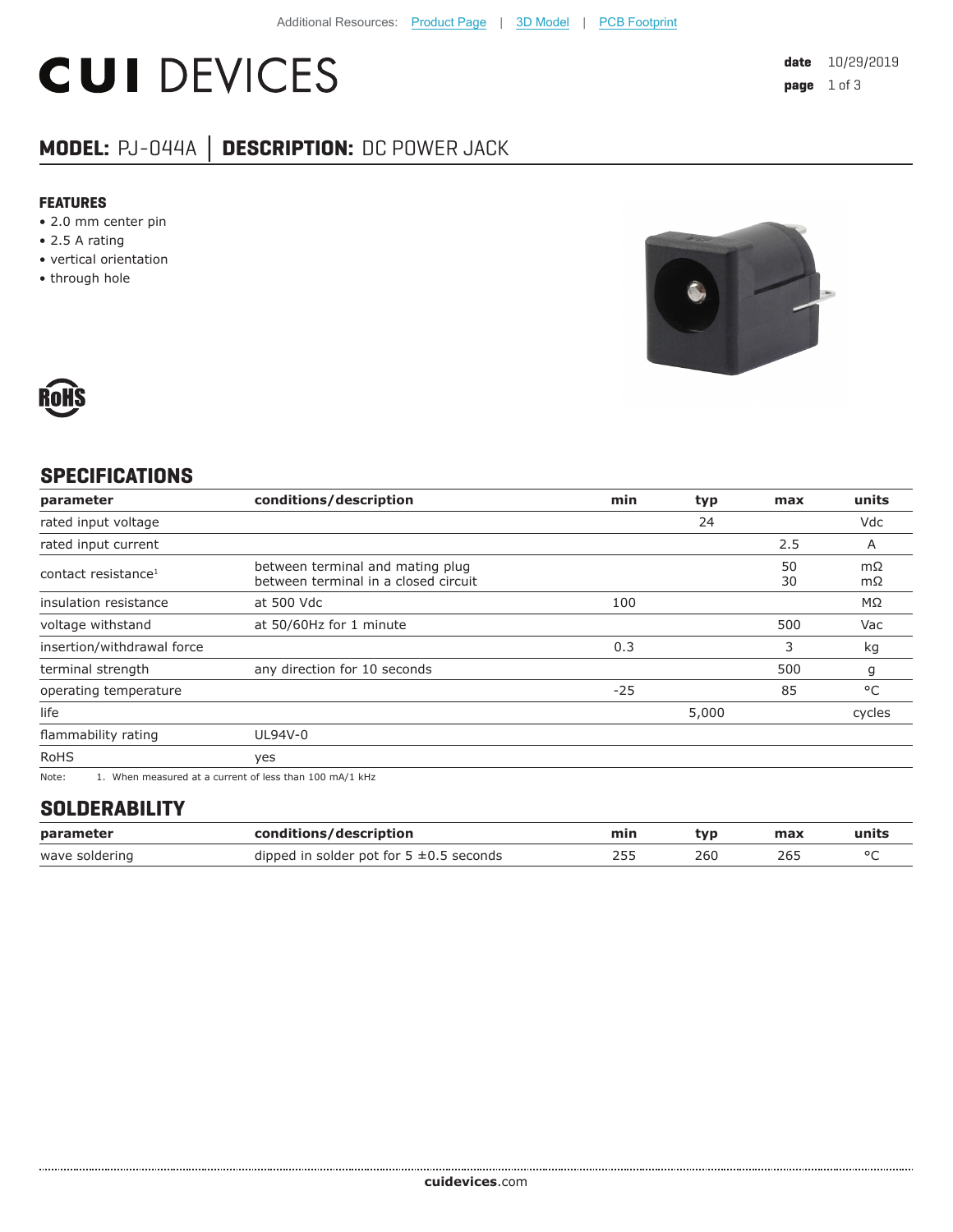Additional Resources: Product Page | 3D Model | PCB Footprint

# CUI DEVICES

date 10/29/2019

## MODEL: PJ-044A │ DESCRIPTION: DC POWER JACK

### FEATURES

- 2.0 mm center pin
- 2.5 A rating
- vertical orientation
- through hole

RoHS

## SPECIFICATIONS

| parameter | conditions/description | min | typ | max | units |
|---|---|---|---|---|---|
| rated input voltage | | | 24 | | Vdc |
| rated input current | | | | 2.5 | A |
| contact resistance[1] | between terminal and mating plug<br>between terminal in a closed circuit | | | 50<br>30 | mΩ<br>mΩ |
| insulation resistance | at 500 Vdc | 100 | | | MΩ |
| voltage withstand | at 50/60Hz for 1 minute | | | 500 | Vac |
| insertion/withdrawal force | | 0.3 | | 3 | kg |
| terminal strength | any direction for 10 seconds | | | 500 | g |
| operating temperature | | -25 | | 85 | °C |
| life | | | 5,000 | | cycles |
| flammability rating | UL94V-0 | | | | |
| RoHS | yes | | | | |

Note: 1. When measured at a current of less than 100 mA/1 kHz

## SOLDERABILITY

| parameter | conditions/description | min | typ | max | units |
|---|---|---|---|---|---|
| wave soldering | dipped in solder pot for 5 ±0.5 seconds | 255 | 260 | 265 | °C |

cuidevices.com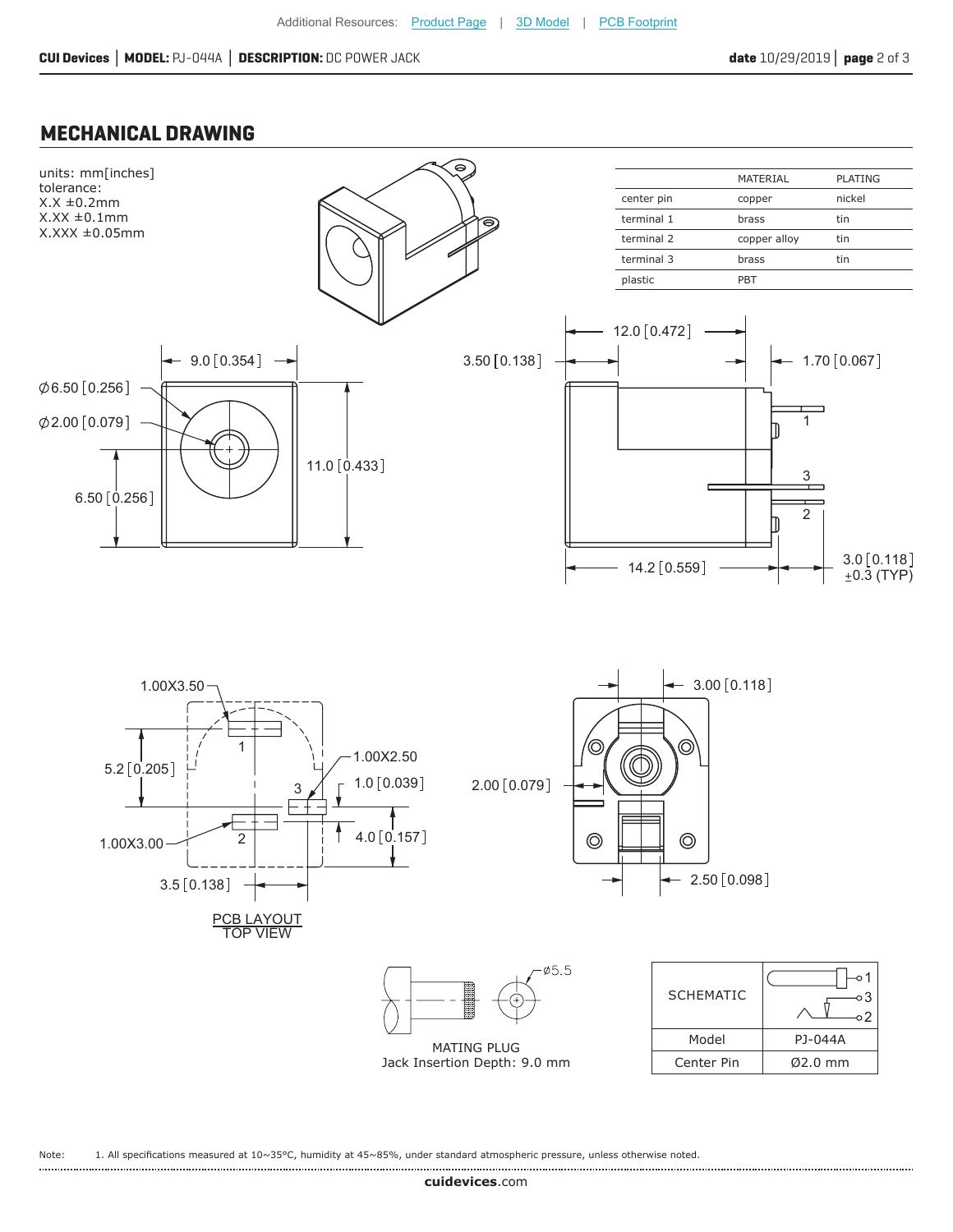## MECHANICAL DRAWING

units: mm[inches]
tolerance:
X.X ±0.2mm
X.XX ±0.1mm
X.XXX ±0.05mm

| | MATERIAL | PLATING |
|---|---|---|
| center pin | copper | nickel |
| terminal 1 | brass | tin |
| terminal 2 | copper alloy | tin |
| terminal 3 | brass | tin |
| plastic | PBT | |

9.0 [0.354]
Ø6.50 [0.256]
Ø2.00 [0.079]
11.0 [0.433]
6.50 [0.256]

12.0 [0.472]
3.50 [0.138]
1.70 [0.067]
1
3
2
14.2 [0.559]
3.0 [0.118]
±0.3 (TYP)

1.00X3.50
5.2 [0.205]
1
1.00X2.50
3
1.0 [0.039]
4.0 [0.157]
1.00X3.00
2
3.5 [0.138]
PCB LAYOUT
TOP VIEW

3.00 [0.118]
2.00 [0.079]
2.50 [0.098]

ø5.5
MATING PLUG
Jack Insertion Depth: 9.0 mm

| | |
|---|---|
| SCHEMATIC | 1, 3, 2 |
| Model | PJ-044A |
| Center Pin | Ø2.0 mm |

Note: 1. All specifications measured at 10~35°C, humidity at 45~85%, under standard atmospheric pressure, unless otherwise noted.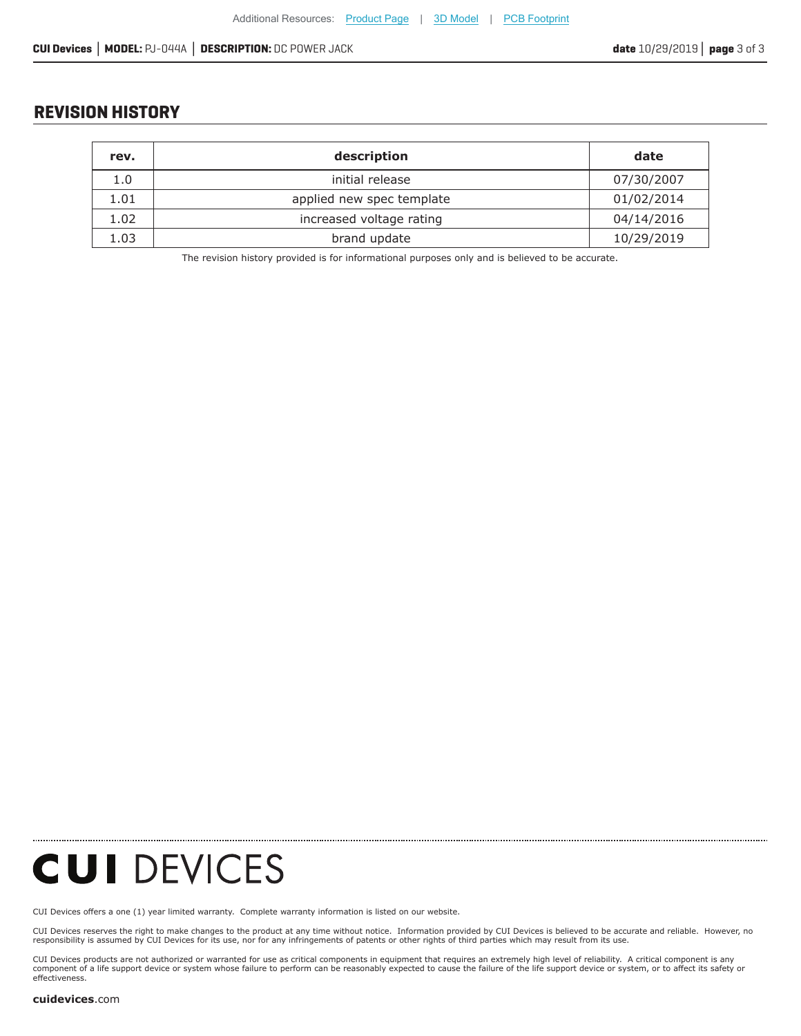## REVISION HISTORY

| rev. | description | date |
| --- | --- | --- |
| 1.0 | initial release | 07/30/2007 |
| 1.01 | applied new spec template | 01/02/2014 |
| 1.02 | increased voltage rating | 04/14/2016 |
| 1.03 | brand update | 10/29/2019 |

The revision history provided is for informational purposes only and is believed to be accurate.

**CUI** DEVICES

CUI Devices offers a one (1) year limited warranty. Complete warranty information is listed on our website.

CUI Devices reserves the right to make changes to the product at any time without notice. Information provided by CUI Devices is believed to be accurate and reliable. However, no responsibility is assumed by CUI Devices for its use, nor for any infringements of patents or other rights of third parties which may result from its use.

CUI Devices products are not authorized or warranted for use as critical components in equipment that requires an extremely high level of reliability. A critical component is any component of a life support device or system whose failure to perform can be reasonably expected to cause the failure of the life support device or system, or to affect its safety or effectiveness.

**cuidevices**.com